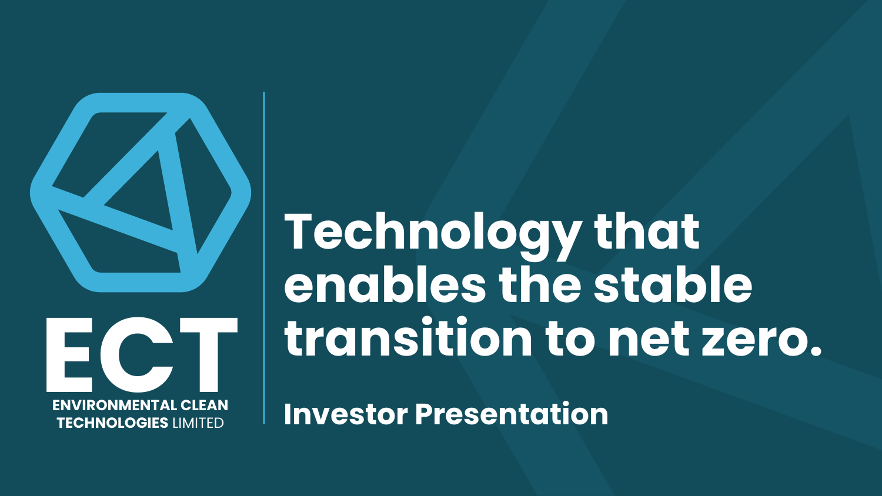ECT

ENVIRONMENTAL CLEAN TECHNOLOGIES LIMITED

# Technology that enables the stable transition to net zero.

## Investor Presentation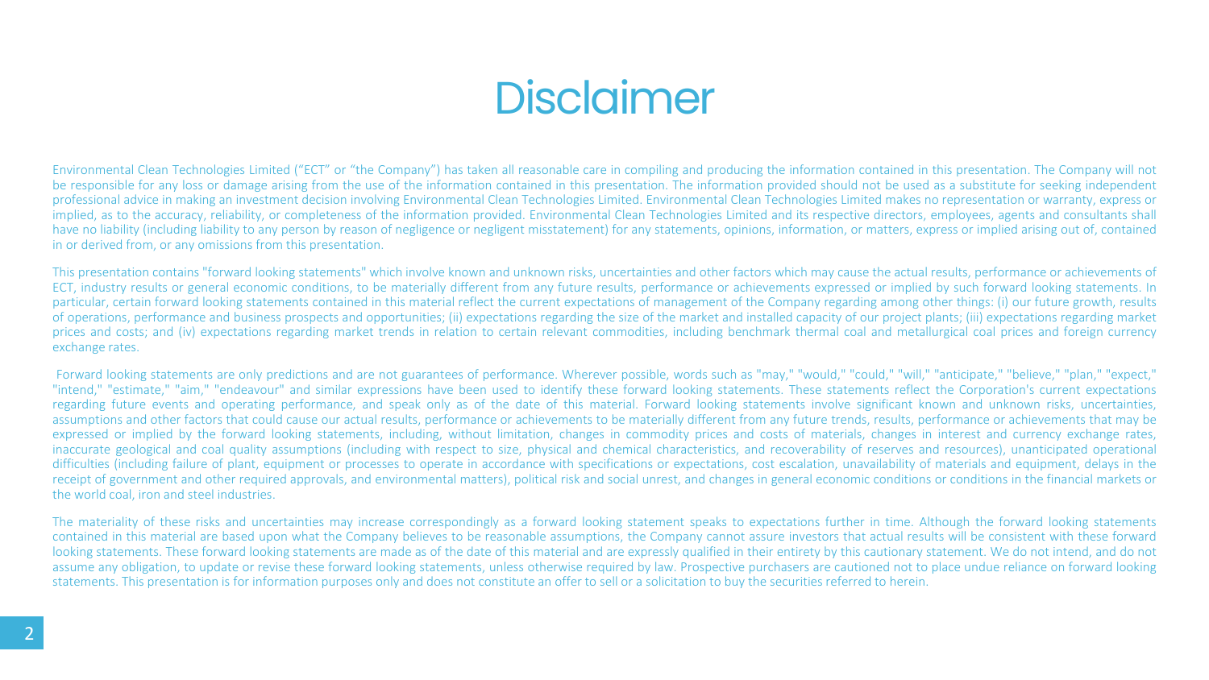# Disclaimer

Environmental Clean Technologies Limited ("ECT" or "the Company") has taken all reasonable care in compiling and producing the information contained in this presentation. The Company will not be responsible for any loss or damage arising from the use of the information contained in this presentation. The information provided should not be used as a substitute for seeking independent professional advice in making an investment decision involving Environmental Clean Technologies Limited. Environmental Clean Technologies Limited makes no representation or warranty, express or implied, as to the accuracy, reliability, or completeness of the information provided. Environmental Clean Technologies Limited and its respective directors, employees, agents and consultants shall have no liability (including liability to any person by reason of negligence or negligent misstatement) for any statements, opinions, information, or matters, express or implied arising out of, contained in or derived from, or any omissions from this presentation.

This presentation contains "forward looking statements" which involve known and unknown risks, uncertainties and other factors which may cause the actual results, performance or achievements of ECT, industry results or general economic conditions, to be materially different from any future results, performance or achievements expressed or implied by such forward looking statements. In particular, certain forward looking statements contained in this material reflect the current expectations of management of the Company regarding among other things: (i) our future growth, results of operations, performance and business prospects and opportunities; (ii) expectations regarding the size of the market and installed capacity of our project plants; (iii) expectations regarding market prices and costs; and (iv) expectations regarding market trends in relation to certain relevant commodities, including benchmark thermal coal and metallurgical coal prices and foreign currency exchange rates.

Forward looking statements are only predictions and are not guarantees of performance. Wherever possible, words such as "may," "would," "could," "will," "anticipate," "believe," "plan," "expect," "intend," "estimate," "aim," "endeavour" and similar expressions have been used to identify these forward looking statements. These statements reflect the Corporation's current expectations regarding future events and operating performance, and speak only as of the date of this material. Forward looking statements involve significant known and unknown risks, uncertainties, assumptions and other factors that could cause our actual results, performance or achievements to be materially different from any future trends, results, performance or achievements that may be expressed or implied by the forward looking statements, including, without limitation, changes in commodity prices and costs of materials, changes in interest and currency exchange rates, inaccurate geological and coal quality assumptions (including with respect to size, physical and chemical characteristics, and recoverability of reserves and resources), unanticipated operational difficulties (including failure of plant, equipment or processes to operate in accordance with specifications or expectations, cost escalation, unavailability of materials and equipment, delays in the receipt of government and other required approvals, and environmental matters), political risk and social unrest, and changes in general economic conditions or conditions in the financial markets or the world coal, iron and steel industries.

The materiality of these risks and uncertainties may increase correspondingly as a forward looking statement speaks to expectations further in time. Although the forward looking statements contained in this material are based upon what the Company believes to be reasonable assumptions, the Company cannot assure investors that actual results will be consistent with these forward looking statements. These forward looking statements are made as of the date of this material and are expressly qualified in their entirety by this cautionary statement. We do not intend, and do not assume any obligation, to update or revise these forward looking statements, unless otherwise required by law. Prospective purchasers are cautioned not to place undue reliance on forward looking statements. This presentation is for information purposes only and does not constitute an offer to sell or a solicitation to buy the securities referred to herein.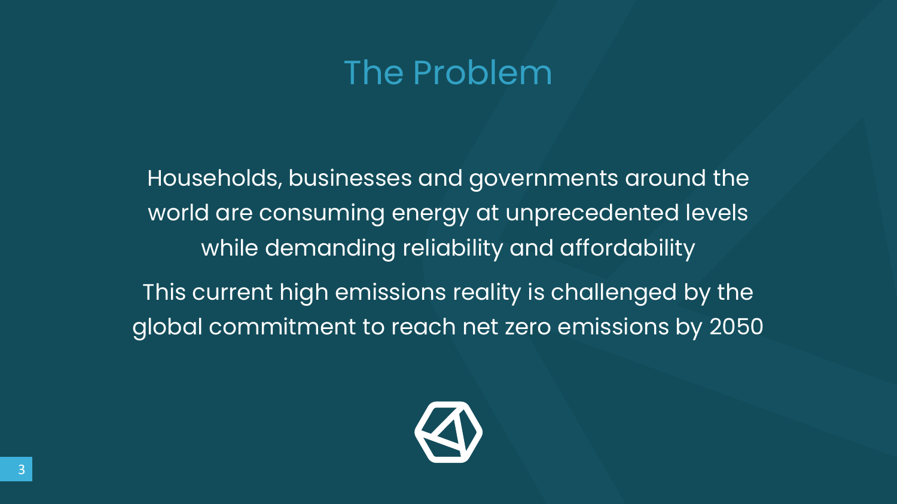# The Problem

Households, businesses and governments around the world are consuming energy at unprecedented levels while demanding reliability and affordability

This current high emissions reality is challenged by the global commitment to reach net zero emissions by 2050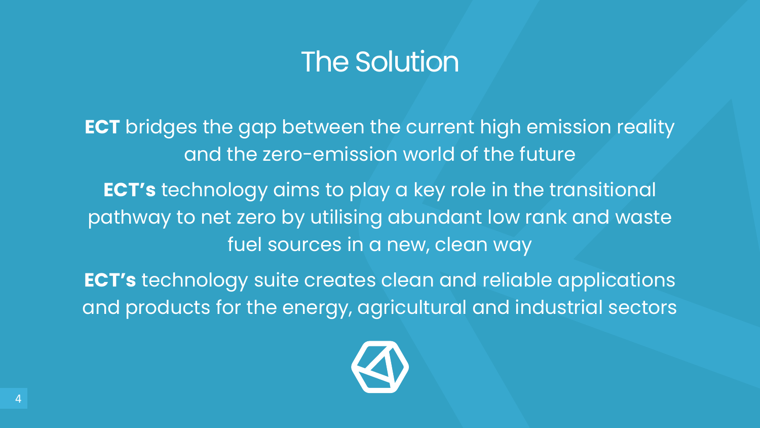# The Solution

**ECT** bridges the gap between the current high emission reality and the zero-emission world of the future

**ECT's** technology aims to play a key role in the transitional pathway to net zero by utilising abundant low rank and waste fuel sources in a new, clean way

**ECT's** technology suite creates clean and reliable applications and products for the energy, agricultural and industrial sectors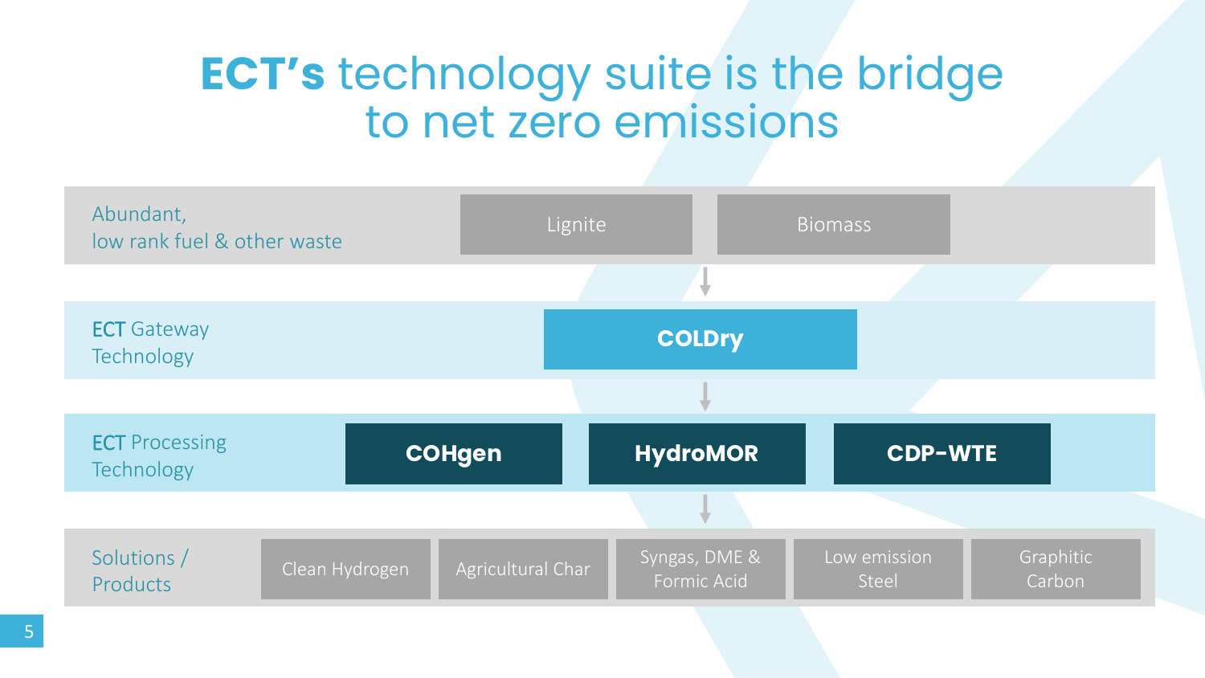# ECT's technology suite is the bridge to net zero emissions

**Abundant, low rank fuel & other waste**

- Lignite
- Biomass

↓

**ECT Gateway Technology**

- **COLDry**

↓

**ECT Processing Technology**

- **COHgen**
- **HydroMOR**
- **CDP-WTE**

↓

**Solutions / Products**

- Clean Hydrogen
- Agricultural Char
- Syngas, DME & Formic Acid
- Low emission Steel
- Graphitic Carbon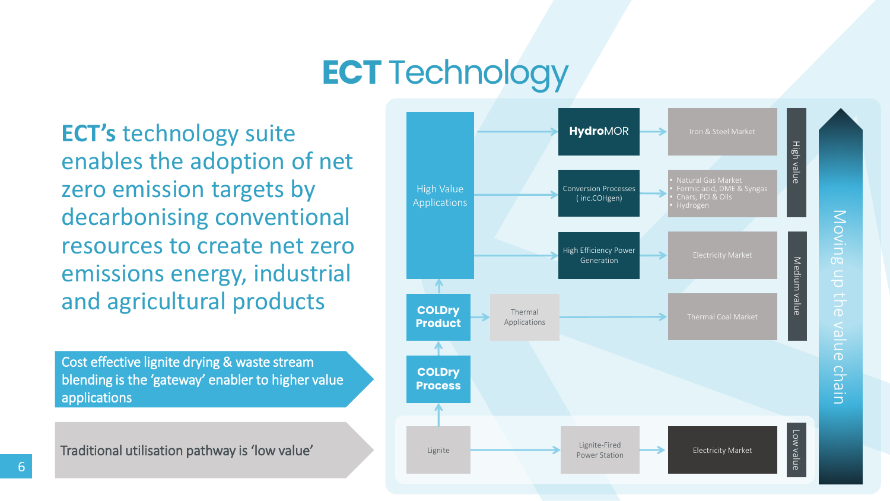# ECT Technology

**ECT's** technology suite enables the adoption of net zero emission targets by decarbonising conventional resources to create net zero emissions energy, industrial and agricultural products

Cost effective lignite drying & waste stream blending is the 'gateway' enabler to higher value applications

Traditional utilisation pathway is 'low value'

High Value Applications

**HydroMOR** → Iron & Steel Market

Conversion Processes ( inc.COHgen) →
- Natural Gas Market
- Formic acid, DME & Syngas
- Chars, PCI & Oils
- Hydrogen

High Efficiency Power Generation → Electricity Market

**COLDry Product** → Thermal Applications → Thermal Coal Market

**COLDry Process**

Lignite → Lignite-Fired Power Station → Electricity Market

High value

Medium value

Low value

Moving up the value chain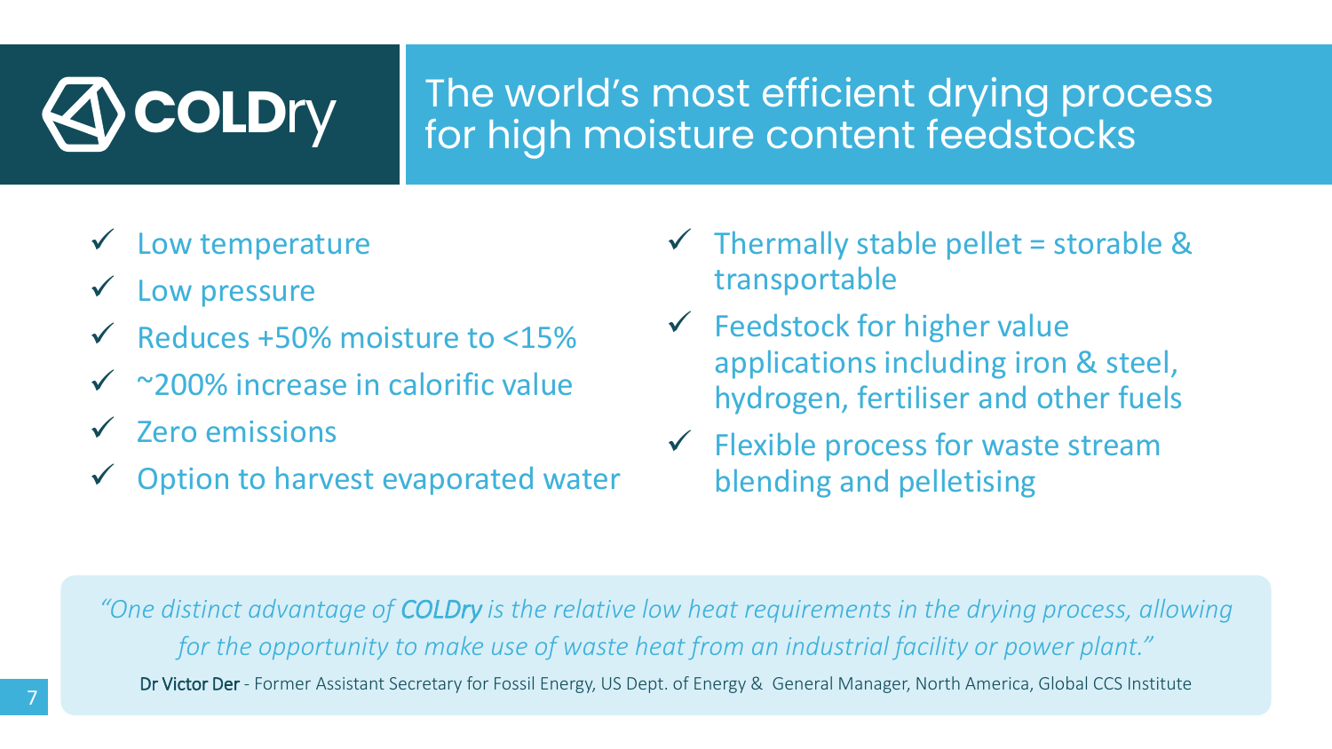# COLDry

## The world's most efficient drying process for high moisture content feedstocks

- ✓ Low temperature
- ✓ Low pressure
- ✓ Reduces +50% moisture to <15%
- ✓ ~200% increase in calorific value
- ✓ Zero emissions
- ✓ Option to harvest evaporated water
- ✓ Thermally stable pellet = storable & transportable
- ✓ Feedstock for higher value applications including iron & steel, hydrogen, fertiliser and other fuels
- ✓ Flexible process for waste stream blending and pelletising

> *"One distinct advantage of **COLDry** is the relative low heat requirements in the drying process, allowing for the opportunity to make use of waste heat from an industrial facility or power plant."*
>
> Dr Victor Der - Former Assistant Secretary for Fossil Energy, US Dept. of Energy & General Manager, North America, Global CCS Institute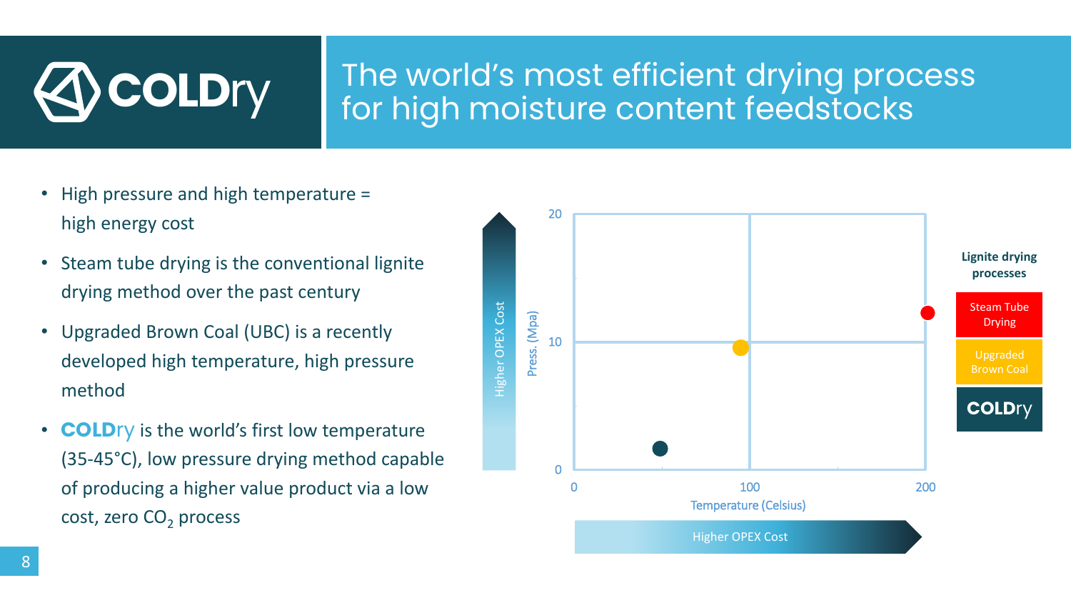# COLDry

## The world's most efficient drying process for high moisture content feedstocks

- High pressure and high temperature = high energy cost
- Steam tube drying is the conventional lignite drying method over the past century
- Upgraded Brown Coal (UBC) is a recently developed high temperature, high pressure method
- **COLDry** is the world's first low temperature (35-45°C), low pressure drying method capable of producing a higher value product via a low cost, zero $CO_2$ process

Higher OPEX Cost

Press. (Mpa)

20

10

0

0 100 200

Temperature (Celsius)

Higher OPEX Cost

**Lignite drying processes**

- Steam Tube Drying
- Upgraded Brown Coal
- COLDry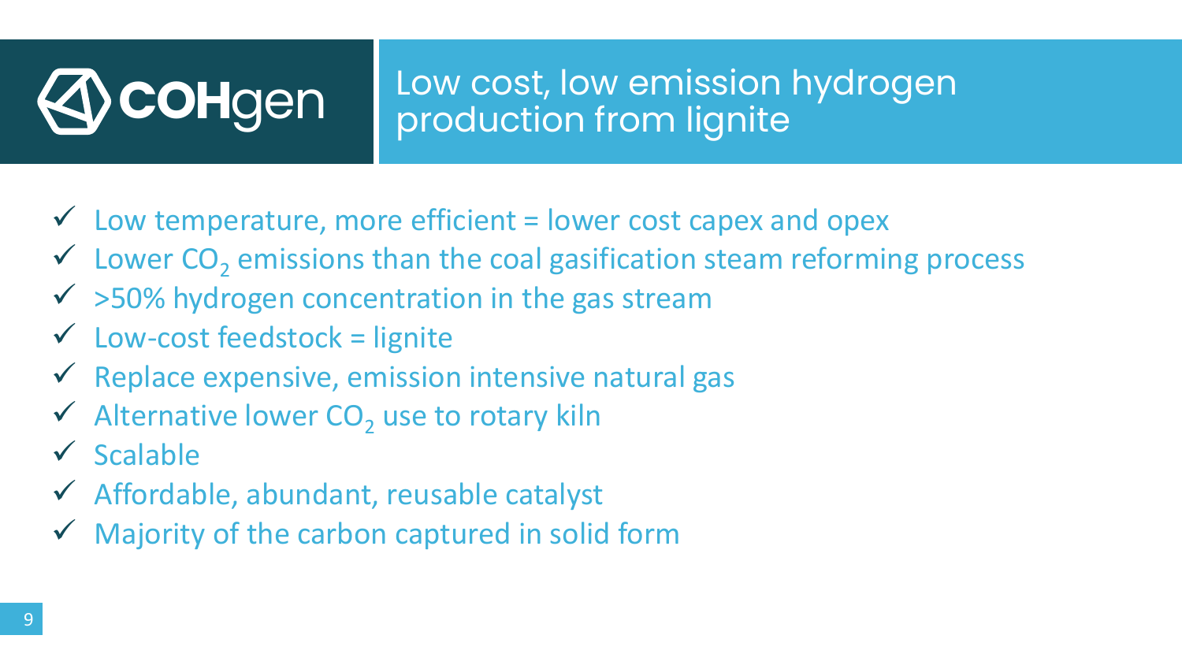COHgen

# Low cost, low emission hydrogen production from lignite

- ✓ Low temperature, more efficient = lower cost capex and opex
- ✓ Lower $CO_2$ emissions than the coal gasification steam reforming process
- ✓ >50% hydrogen concentration in the gas stream
- ✓ Low-cost feedstock = lignite
- ✓ Replace expensive, emission intensive natural gas
- ✓ Alternative lower $CO_2$ use to rotary kiln
- ✓ Scalable
- ✓ Affordable, abundant, reusable catalyst
- ✓ Majority of the carbon captured in solid form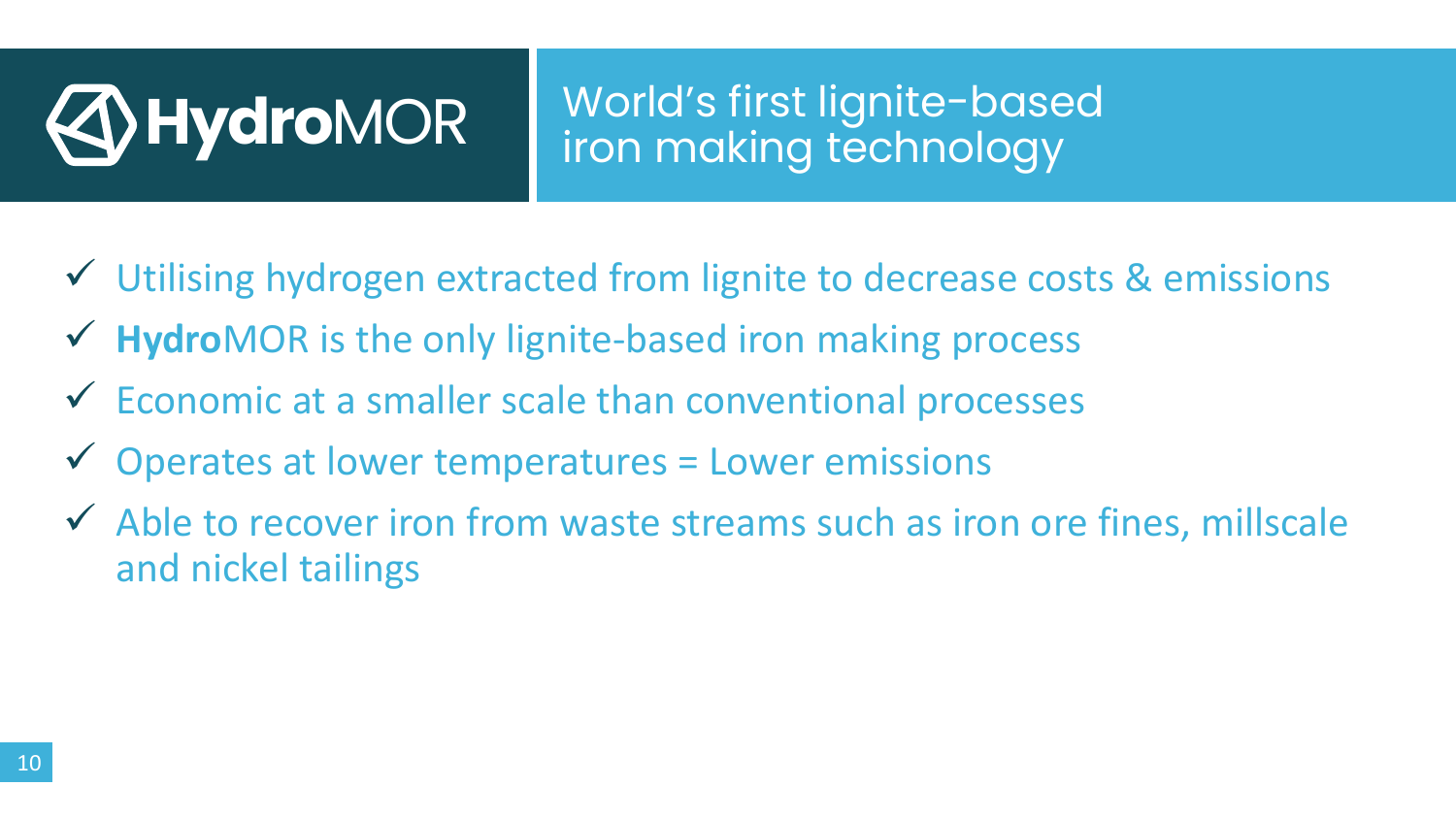# HydroMOR

## World's first lignite-based iron making technology

- ✓ Utilising hydrogen extracted from lignite to decrease costs & emissions
- ✓ **Hydro**MOR is the only lignite-based iron making process
- ✓ Economic at a smaller scale than conventional processes
- ✓ Operates at lower temperatures = Lower emissions
- ✓ Able to recover iron from waste streams such as iron ore fines, millscale and nickel tailings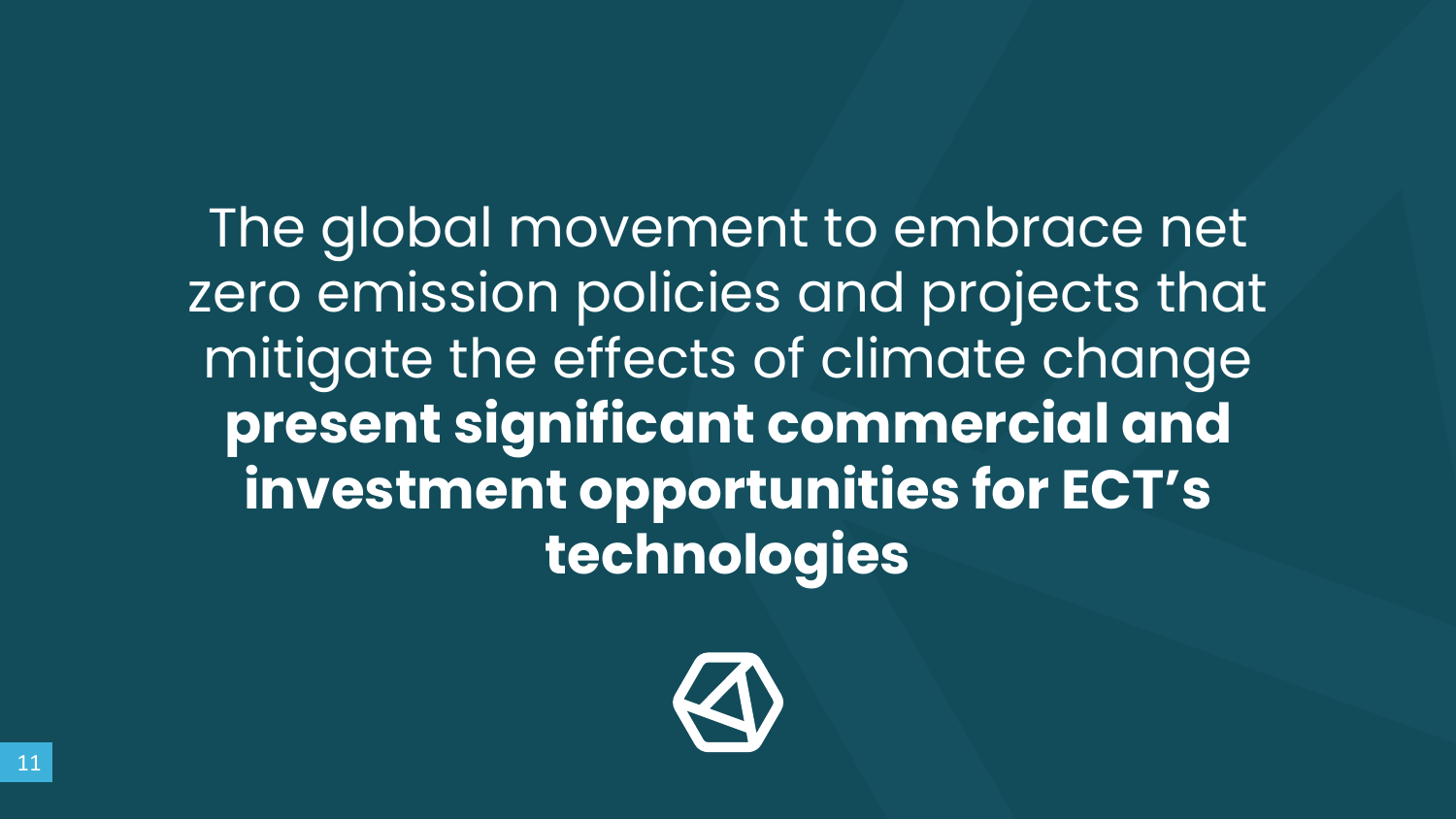The global movement to embrace net zero emission policies and projects that mitigate the effects of climate change **present significant commercial and investment opportunities for ECT's technologies**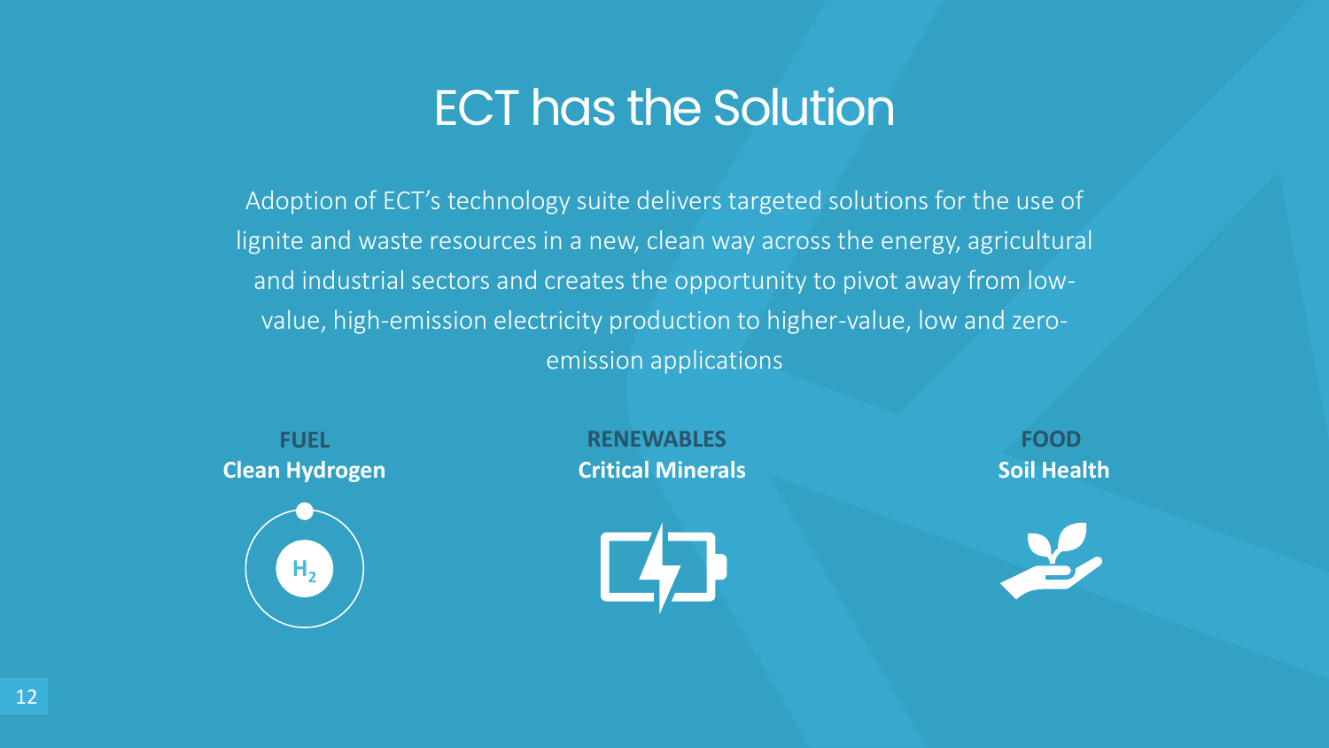# ECT has the Solution

Adoption of ECT's technology suite delivers targeted solutions for the use of lignite and waste resources in a new, clean way across the energy, agricultural and industrial sectors and creates the opportunity to pivot away from low-value, high-emission electricity production to higher-value, low and zero-emission applications

**FUEL**
**Clean Hydrogen**

**RENEWABLES**
**Critical Minerals**

**FOOD**
**Soil Health**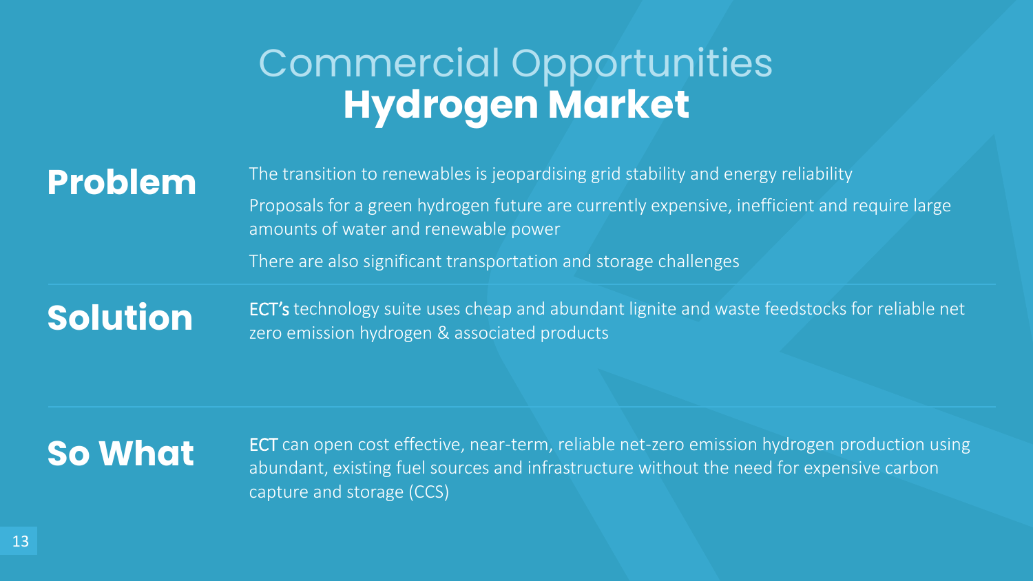# Commercial Opportunities
## Hydrogen Market

**Problem**

The transition to renewables is jeopardising grid stability and energy reliability

Proposals for a green hydrogen future are currently expensive, inefficient and require large amounts of water and renewable power

There are also significant transportation and storage challenges

**Solution**

ECT's technology suite uses cheap and abundant lignite and waste feedstocks for reliable net zero emission hydrogen & associated products

**So What**

ECT can open cost effective, near-term, reliable net-zero emission hydrogen production using abundant, existing fuel sources and infrastructure without the need for expensive carbon capture and storage (CCS)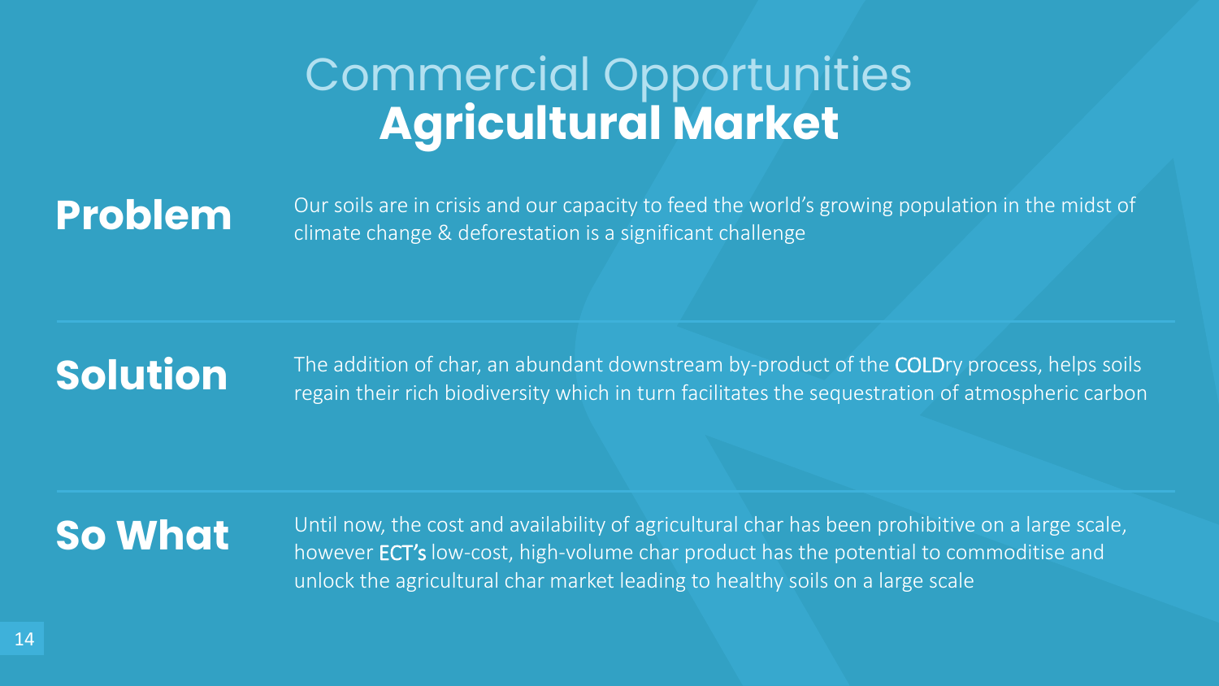# Commercial Opportunities
## Agricultural Market

**Problem**

Our soils are in crisis and our capacity to feed the world's growing population in the midst of climate change & deforestation is a significant challenge

**Solution**

The addition of char, an abundant downstream by-product of the COLDry process, helps soils regain their rich biodiversity which in turn facilitates the sequestration of atmospheric carbon

**So What**

Until now, the cost and availability of agricultural char has been prohibitive on a large scale, however ECT's low-cost, high-volume char product has the potential to commoditise and unlock the agricultural char market leading to healthy soils on a large scale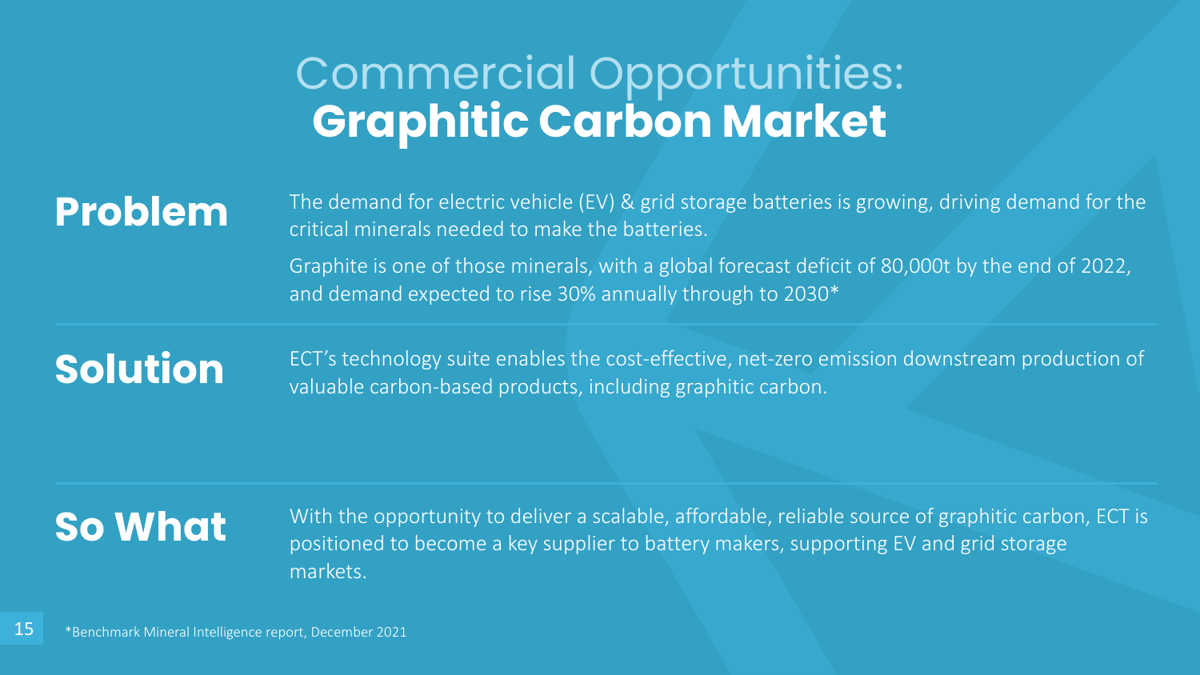# Commercial Opportunities: **Graphitic Carbon Market**

## Problem

The demand for electric vehicle (EV) & grid storage batteries is growing, driving demand for the critical minerals needed to make the batteries.

Graphite is one of those minerals, with a global forecast deficit of 80,000t by the end of 2022, and demand expected to rise 30% annually through to 2030*

## Solution

ECT's technology suite enables the cost-effective, net-zero emission downstream production of valuable carbon-based products, including graphitic carbon.

## So What

With the opportunity to deliver a scalable, affordable, reliable source of graphitic carbon, ECT is positioned to become a key supplier to battery makers, supporting EV and grid storage markets.

*Benchmark Mineral Intelligence report, December 2021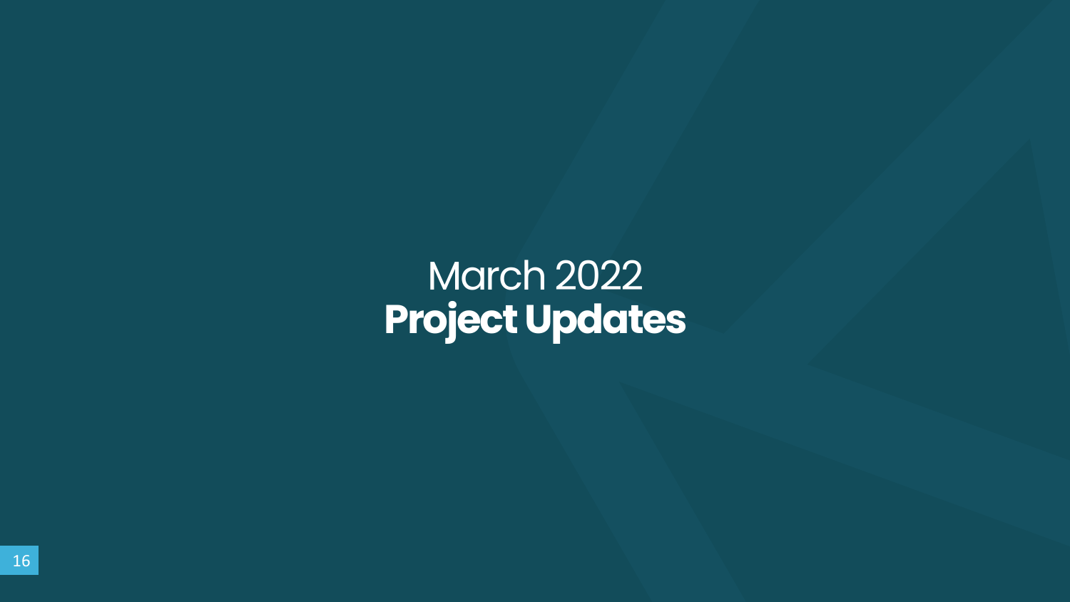March 2022

# Project Updates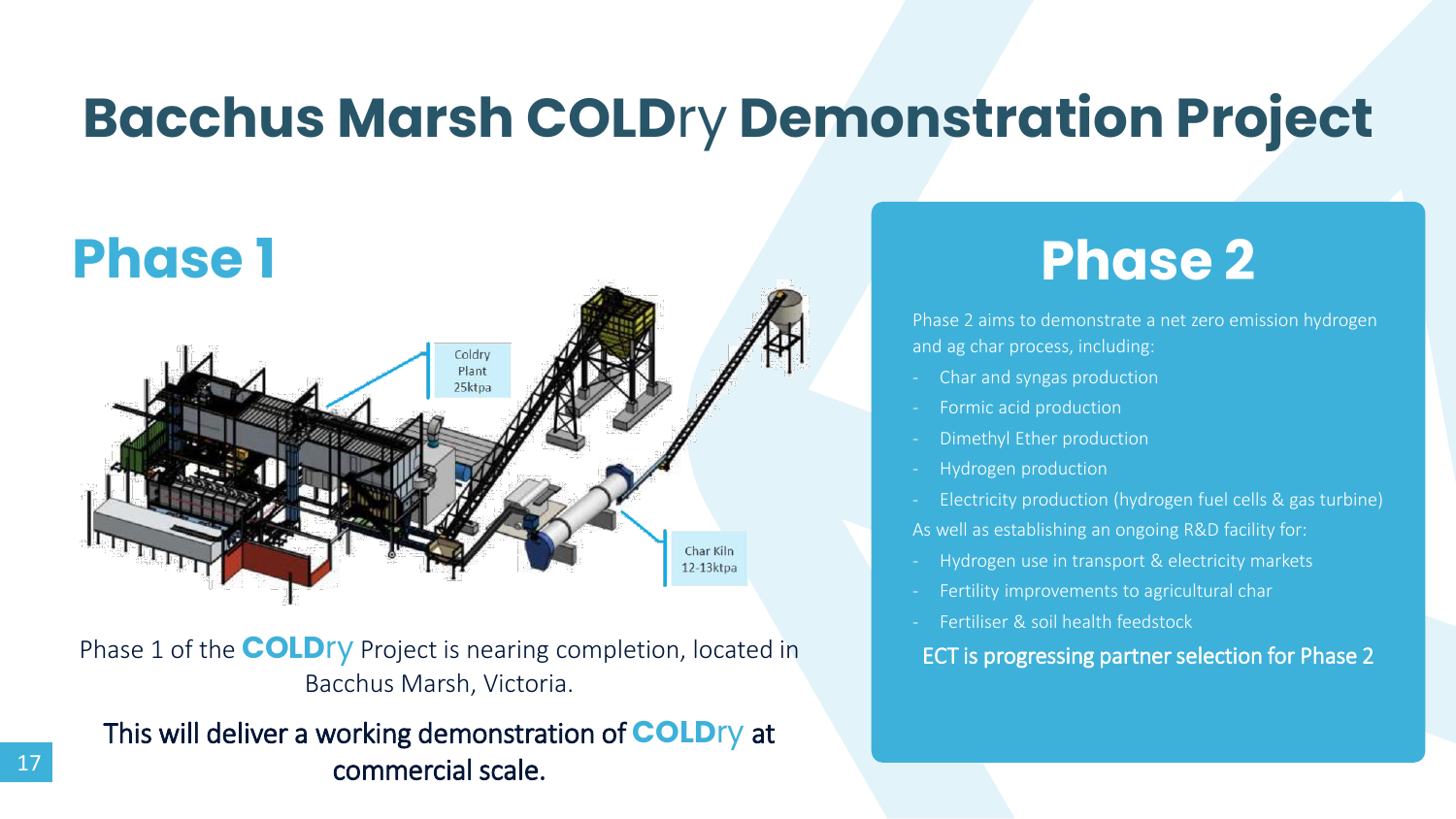# Bacchus Marsh COLDry Demonstration Project

## Phase 1

Coldry Plant 25ktpa

Char Kiln 12-13ktpa

Phase 1 of the **COLDry** Project is nearing completion, located in Bacchus Marsh, Victoria.

This will deliver a working demonstration of **COLDry** at commercial scale.

## Phase 2

Phase 2 aims to demonstrate a net zero emission hydrogen and ag char process, including:

- Char and syngas production
- Formic acid production
- Dimethyl Ether production
- Hydrogen production
- Electricity production (hydrogen fuel cells & gas turbine)

As well as establishing an ongoing R&D facility for:

- Hydrogen use in transport & electricity markets
- Fertility improvements to agricultural char
- Fertiliser & soil health feedstock

ECT is progressing partner selection for Phase 2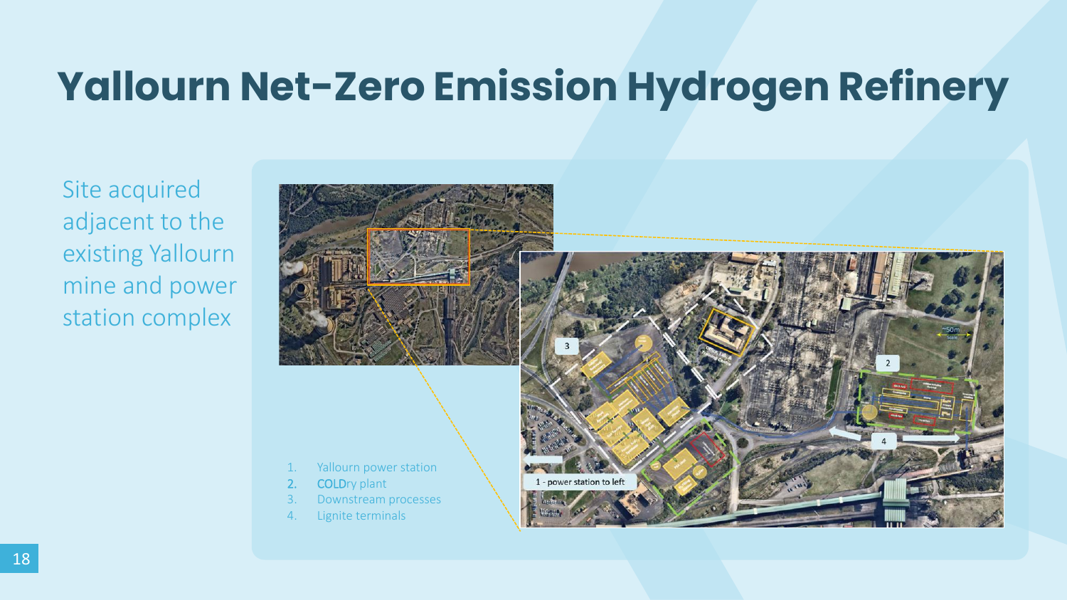# Yallourn Net-Zero Emission Hydrogen Refinery

Site acquired adjacent to the existing Yallourn mine and power station complex

1. Yallourn power station
2. COLDry plant
3. Downstream processes
4. Lignite terminals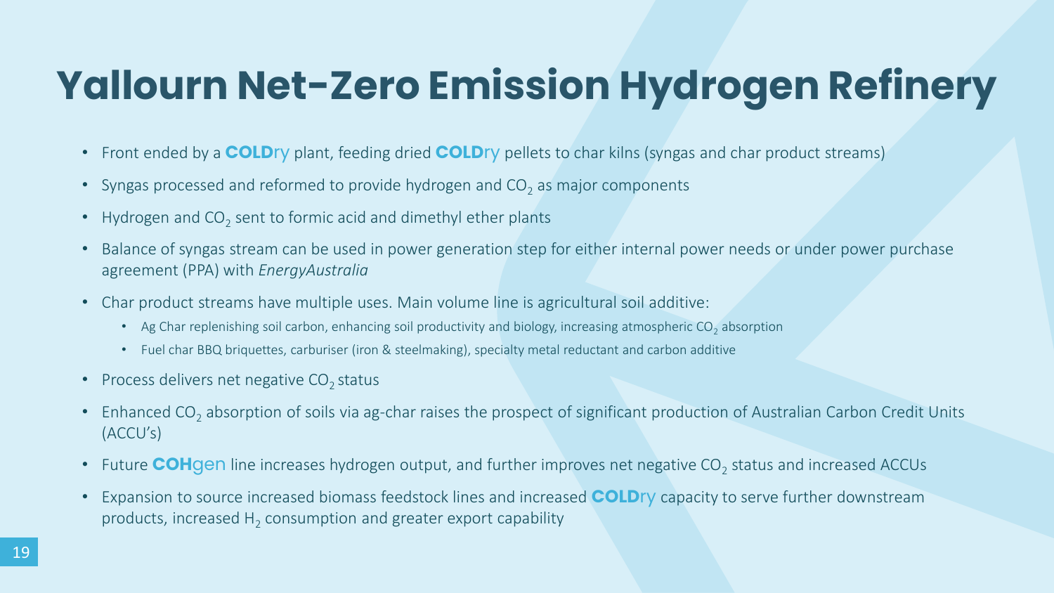# Yallourn Net-Zero Emission Hydrogen Refinery

- Front ended by a **COLD**ry plant, feeding dried **COLD**ry pellets to char kilns (syngas and char product streams)
- Syngas processed and reformed to provide hydrogen and $CO_2$ as major components
- Hydrogen and $CO_2$ sent to formic acid and dimethyl ether plants
- Balance of syngas stream can be used in power generation step for either internal power needs or under power purchase agreement (PPA) with *EnergyAustralia*
- Char product streams have multiple uses. Main volume line is agricultural soil additive:
  - Ag Char replenishing soil carbon, enhancing soil productivity and biology, increasing atmospheric $CO_2$ absorption
  - Fuel char BBQ briquettes, carburiser (iron & steelmaking), specialty metal reductant and carbon additive
- Process delivers net negative $CO_2$ status
- Enhanced $CO_2$ absorption of soils via ag-char raises the prospect of significant production of Australian Carbon Credit Units (ACCU's)
- Future **COH**gen line increases hydrogen output, and further improves net negative $CO_2$ status and increased ACCUs
- Expansion to source increased biomass feedstock lines and increased **COLD**ry capacity to serve further downstream products, increased $H_2$ consumption and greater export capability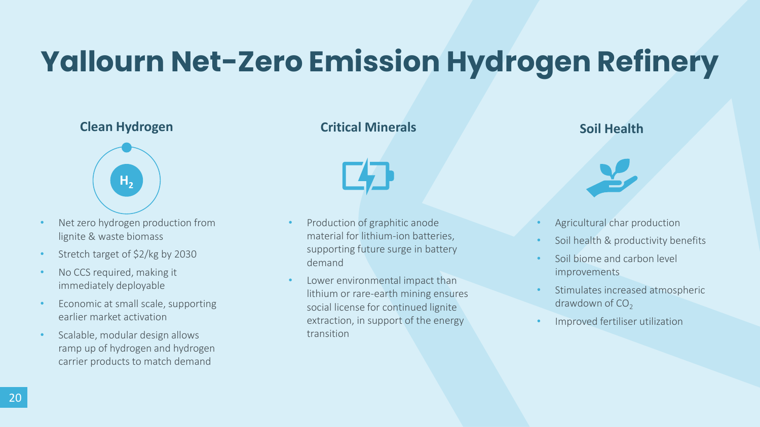# Yallourn Net-Zero Emission Hydrogen Refinery

## Clean Hydrogen

- Net zero hydrogen production from lignite & waste biomass
- Stretch target of $2/kg by 2030
- No CCS required, making it immediately deployable
- Economic at small scale, supporting earlier market activation
- Scalable, modular design allows ramp up of hydrogen and hydrogen carrier products to match demand

## Critical Minerals

- Production of graphitic anode material for lithium-ion batteries, supporting future surge in battery demand
- Lower environmental impact than lithium or rare-earth mining ensures social license for continued lignite extraction, in support of the energy transition

## Soil Health

- Agricultural char production
- Soil health & productivity benefits
- Soil biome and carbon level improvements
- Stimulates increased atmospheric drawdown of $CO_2$
- Improved fertiliser utilization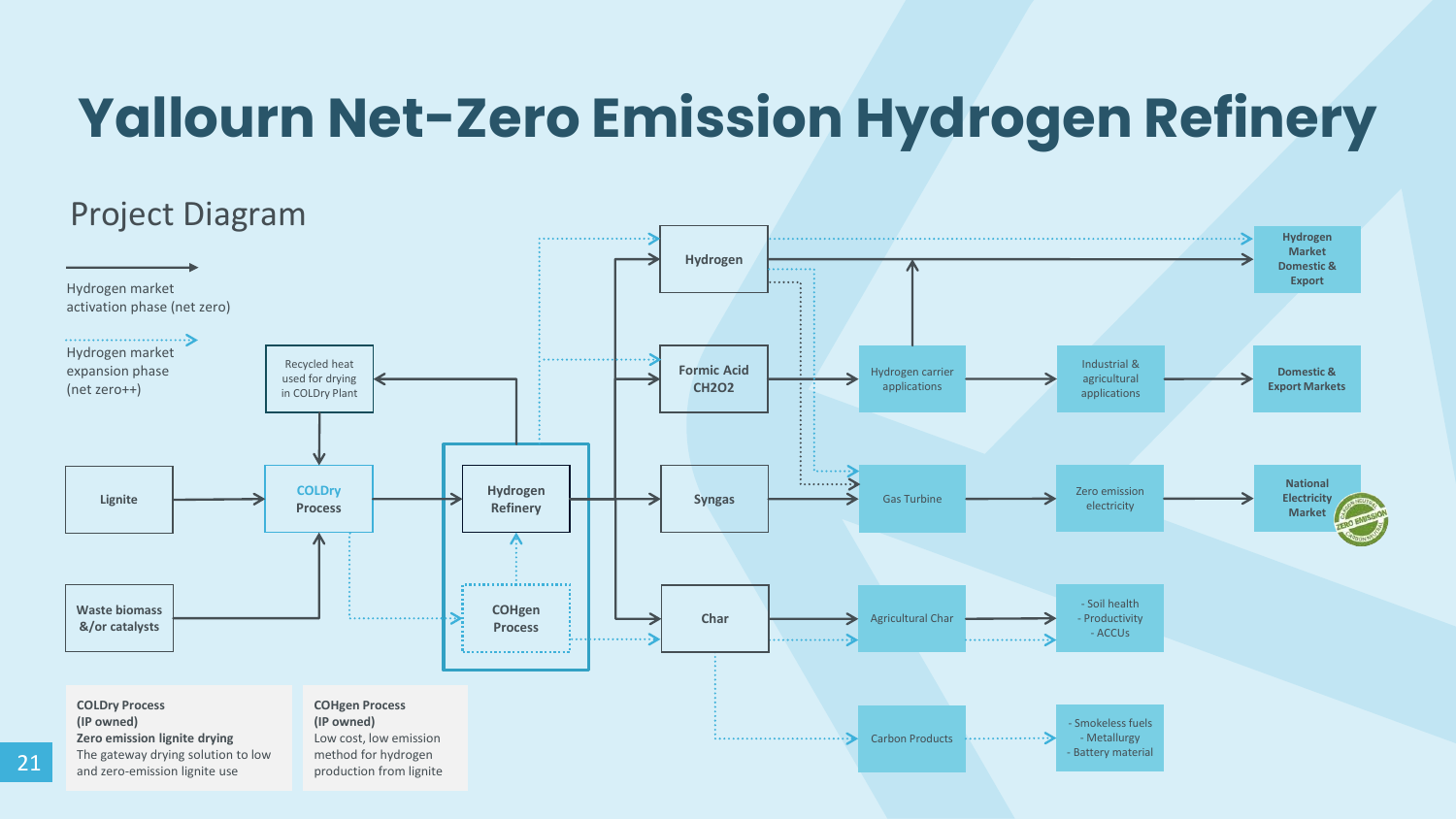# Yallourn Net-Zero Emission Hydrogen Refinery

## Project Diagram

→ Hydrogen market activation phase (net zero)

⇢ Hydrogen market expansion phase (net zero++)

Recycled heat used for drying in COLDry Plant

Lignite

COLDry Process

Waste biomass &/or catalysts

Hydrogen Refinery

COHgen Process

Hydrogen

Formic Acid CH2O2

Syngas

Char

Hydrogen carrier applications

Gas Turbine

Agricultural Char

Carbon Products

Industrial & agricultural applications

Zero emission electricity

- Soil health
- Productivity
- ACCUs

- Smokeless fuels
- Metallurgy
- Battery material

Hydrogen Market Domestic & Export

Domestic & Export Markets

National Electricity Market

**COLDry Process**
**(IP owned)**
**Zero emission lignite drying**
The gateway drying solution to low and zero-emission lignite use

**COHgen Process**
**(IP owned)**
Low cost, low emission method for hydrogen production from lignite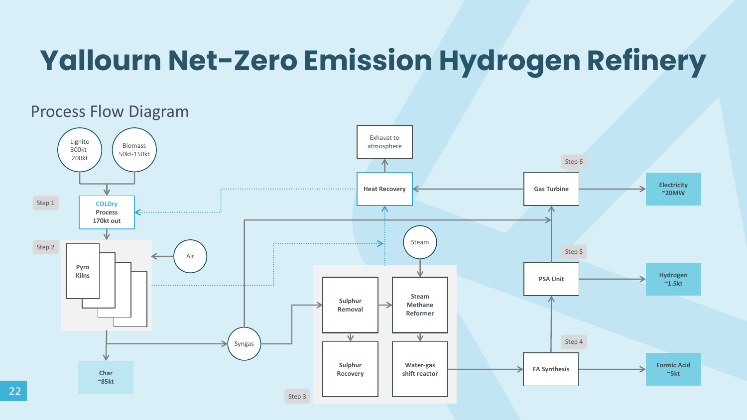# Yallourn Net-Zero Emission Hydrogen Refinery

## Process Flow Diagram

Lignite
300kt-200kt

Biomass
50kt-150kt

Step 1

**COLDry Process 170kt out**

Step 2

**Pyro Kilns**

Air

**Char ~85kt**

Syngas

Step 3

**Sulphur Removal**

**Sulphur Recovery**

Steam

**Steam Methane Reformer**

**Water-gas shift reactor**

Exhaust to atmosphere

**Heat Recovery**

Step 6

**Gas Turbine**

**Electricity ~20MW**

Step 5

**PSA Unit**

**Hydrogen ~1.5kt**

Step 4

**FA Synthesis**

**Formic Acid ~5kt**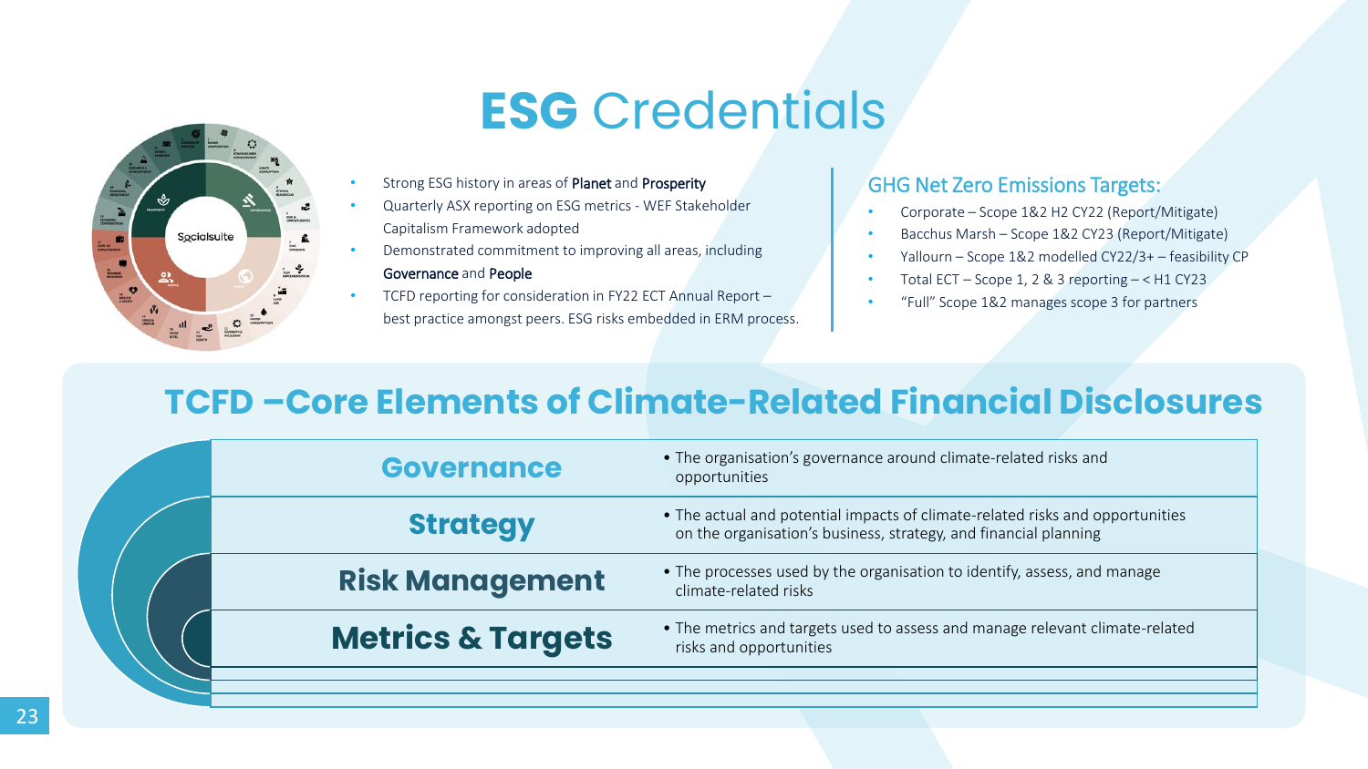# **ESG** Credentials

- Strong ESG history in areas of **Planet** and **Prosperity**
- Quarterly ASX reporting on ESG metrics - WEF Stakeholder Capitalism Framework adopted
- Demonstrated commitment to improving all areas, including **Governance** and **People**
- TCFD reporting for consideration in FY22 ECT Annual Report – best practice amongst peers. ESG risks embedded in ERM process.

## GHG Net Zero Emissions Targets:

- Corporate – Scope 1&2 H2 CY22 (Report/Mitigate)
- Bacchus Marsh – Scope 1&2 CY23 (Report/Mitigate)
- Yallourn – Scope 1&2 modelled CY22/3+ – feasibility CP
- Total ECT – Scope 1, 2 & 3 reporting – < H1 CY23
- "Full" Scope 1&2 manages scope 3 for partners

## TCFD –Core Elements of Climate-Related Financial Disclosures

| Element | Description |
|---|---|
| **Governance** | The organisation's governance around climate-related risks and opportunities |
| **Strategy** | The actual and potential impacts of climate-related risks and opportunities on the organisation's business, strategy, and financial planning |
| **Risk Management** | The processes used by the organisation to identify, assess, and manage climate-related risks |
| **Metrics & Targets** | The metrics and targets used to assess and manage relevant climate-related risks and opportunities |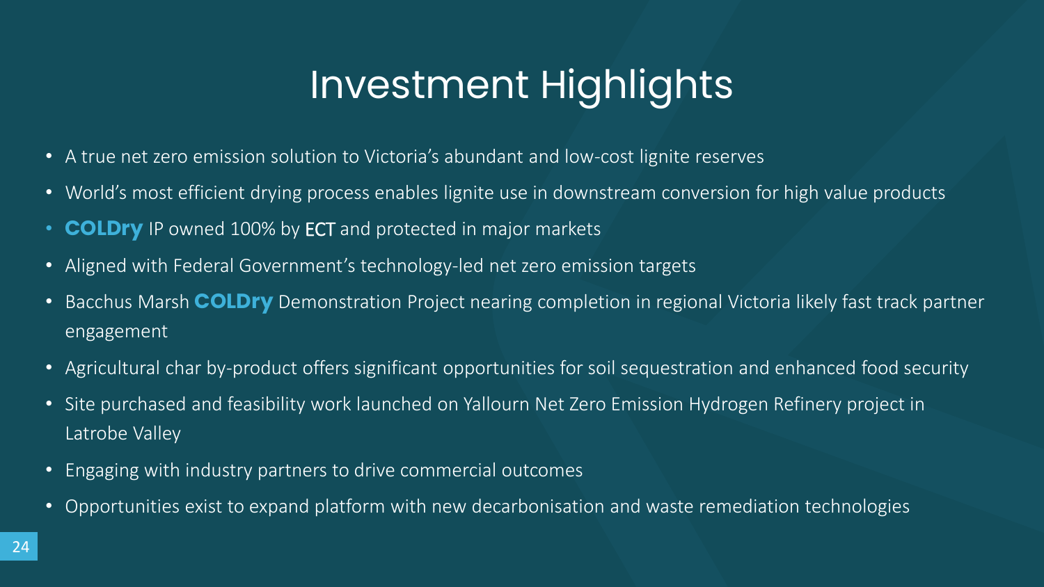# Investment Highlights

- A true net zero emission solution to Victoria's abundant and low-cost lignite reserves
- World's most efficient drying process enables lignite use in downstream conversion for high value products
- **COLDry** IP owned 100% by ECT and protected in major markets
- Aligned with Federal Government's technology-led net zero emission targets
- Bacchus Marsh **COLDry** Demonstration Project nearing completion in regional Victoria likely fast track partner engagement
- Agricultural char by-product offers significant opportunities for soil sequestration and enhanced food security
- Site purchased and feasibility work launched on Yallourn Net Zero Emission Hydrogen Refinery project in Latrobe Valley
- Engaging with industry partners to drive commercial outcomes
- Opportunities exist to expand platform with new decarbonisation and waste remediation technologies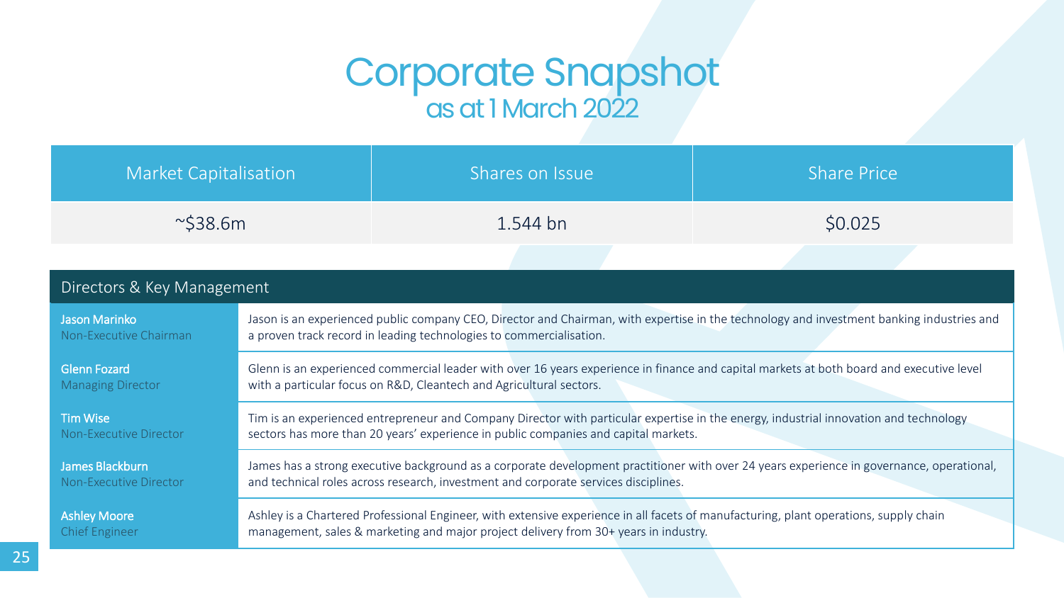# Corporate Snapshot
## as at 1 March 2022

| Market Capitalisation | Shares on Issue | Share Price |
|---|---|---|
| ~$38.6m | 1.544 bn | $0.025 |

| Directors & Key Management | |
|---|---|
| **Jason Marinko**<br>Non-Executive Chairman | Jason is an experienced public company CEO, Director and Chairman, with expertise in the technology and investment banking industries and a proven track record in leading technologies to commercialisation. |
| **Glenn Fozard**<br>Managing Director | Glenn is an experienced commercial leader with over 16 years experience in finance and capital markets at both board and executive level with a particular focus on R&D, Cleantech and Agricultural sectors. |
| **Tim Wise**<br>Non-Executive Director | Tim is an experienced entrepreneur and Company Director with particular expertise in the energy, industrial innovation and technology sectors has more than 20 years' experience in public companies and capital markets. |
| **James Blackburn**<br>Non-Executive Director | James has a strong executive background as a corporate development practitioner with over 24 years experience in governance, operational, and technical roles across research, investment and corporate services disciplines. |
| **Ashley Moore**<br>Chief Engineer | Ashley is a Chartered Professional Engineer, with extensive experience in all facets of manufacturing, plant operations, supply chain management, sales & marketing and major project delivery from 30+ years in industry. |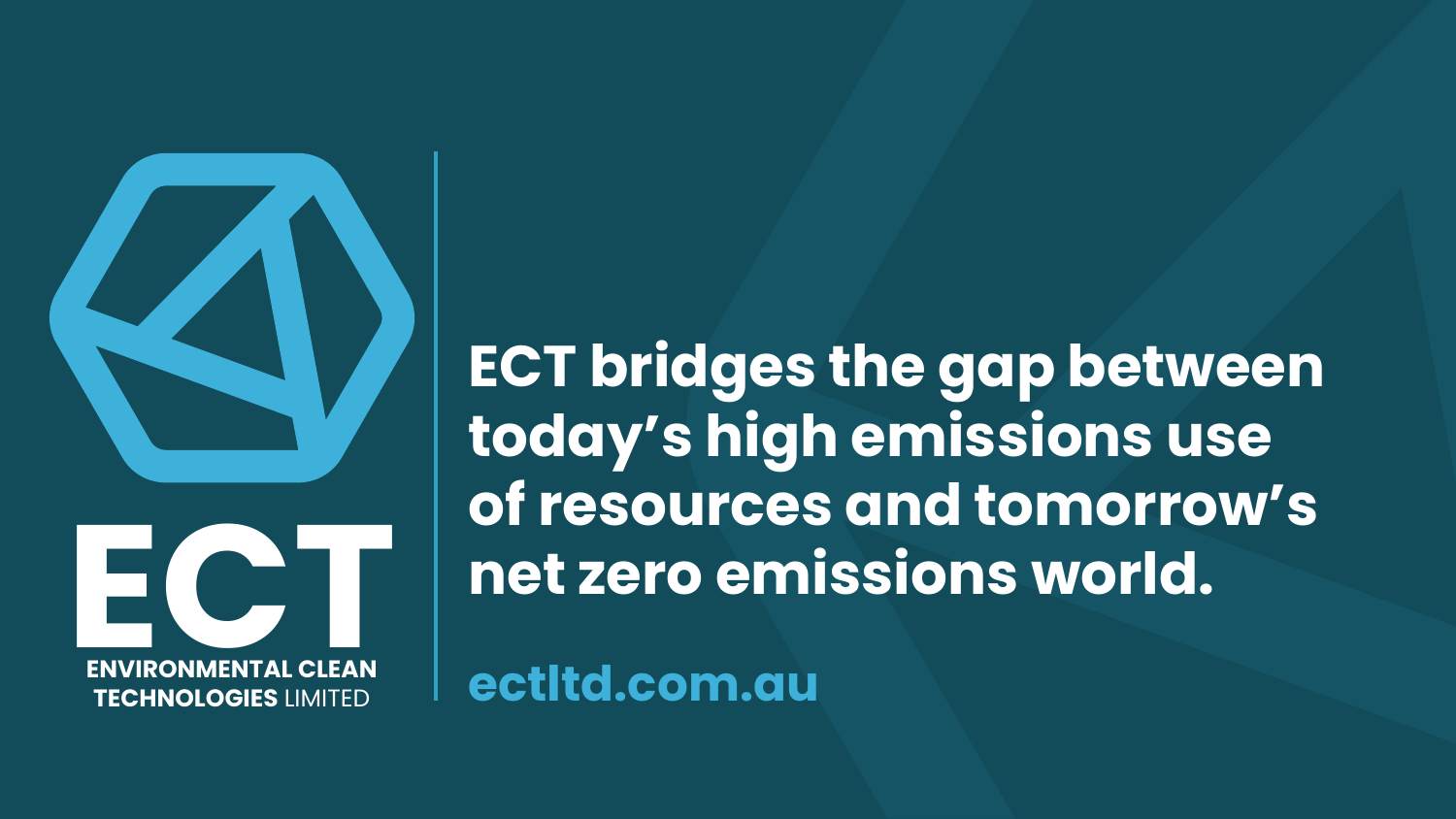# ECT

ENVIRONMENTAL CLEAN TECHNOLOGIES LIMITED

**ECT bridges the gap between today's high emissions use of resources and tomorrow's net zero emissions world.**

ectltd.com.au